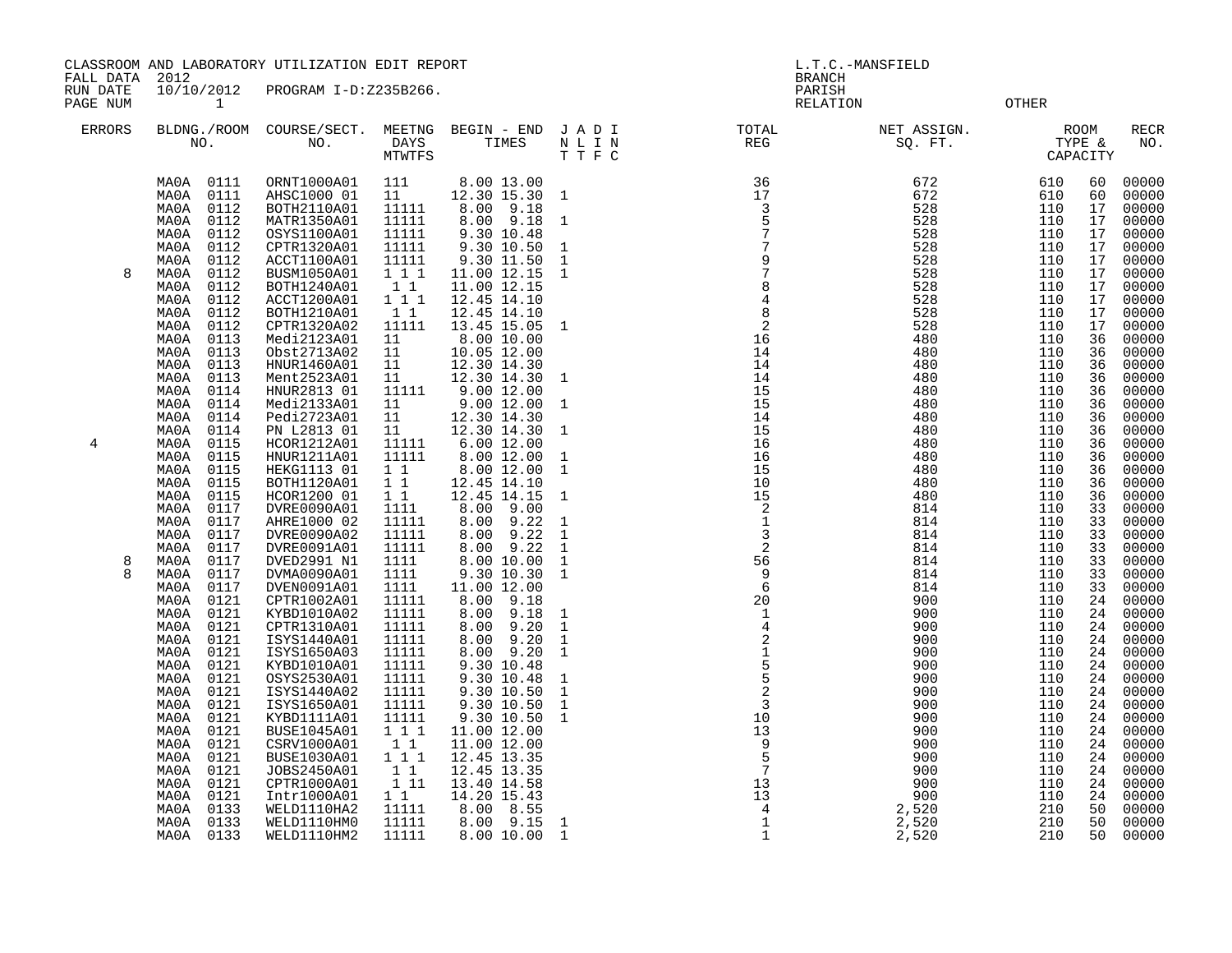CLASSROOM AND LABORATORY UTILIZATION EDIT REPORT
FALL DATA 2012
RUN DATE 10/10/2012 PROGRAM I-D:Z235B266.
PAGE NUM 1

L.T.C.-MANSFIELD
BRANCH
PARISH
RELATION OTHER

| ERRORS | BLDNG./ROOM NO. | COURSE/SECT. NO. | MEETNG DAYS MTWTFS | BEGIN - END TIMES | J A D I N L I N T T F C | TOTAL REG | NET ASSIGN. SQ. FT. | ROOM TYPE & | CAPACITY | RECR NO. |
|---|---|---|---|---|---|---|---|---|---|---|
| | MA0A 0111 | ORNT1000A01 | 111 | 8.00 13.00 | | 36 | 672 | 610 | 60 | 00000 |
| | MA0A 0111 | AHSC1000 01 | 11 | 12.30 15.30 | 1 | 17 | 672 | 610 | 60 | 00000 |
| | MA0A 0112 | BOTH2110A01 | 11111 | 8.00 9.18 | | 3 | 528 | 110 | 17 | 00000 |
| | MA0A 0112 | MATR1350A01 | 11111 | 8.00 9.18 | 1 | 5 | 528 | 110 | 17 | 00000 |
| | MA0A 0112 | OSYS1100A01 | 11111 | 9.30 10.48 | | 7 | 528 | 110 | 17 | 00000 |
| | MA0A 0112 | CPTR1320A01 | 11111 | 9.30 10.50 | 1 | 7 | 528 | 110 | 17 | 00000 |
| | MA0A 0112 | ACCT1100A01 | 11111 | 9.30 11.50 | 1 | 9 | 528 | 110 | 17 | 00000 |
| 8 | MA0A 0112 | BUSM1050A01 | 1 1 1 | 11.00 12.15 | 1 | 7 | 528 | 110 | 17 | 00000 |
| | MA0A 0112 | BOTH1240A01 | 1 1 | 11.00 12.15 | | 8 | 528 | 110 | 17 | 00000 |
| | MA0A 0112 | ACCT1200A01 | 1 1 1 | 12.45 14.10 | | 4 | 528 | 110 | 17 | 00000 |
| | MA0A 0112 | BOTH1210A01 | 1 1 | 12.45 14.10 | | 8 | 528 | 110 | 17 | 00000 |
| | MA0A 0112 | CPTR1320A02 | 11111 | 13.45 15.05 | 1 | 2 | 528 | 110 | 17 | 00000 |
| | MA0A 0113 | Medi2123A01 | 11 | 8.00 10.00 | | 16 | 480 | 110 | 36 | 00000 |
| | MA0A 0113 | Obst2713A02 | 11 | 10.05 12.00 | | 14 | 480 | 110 | 36 | 00000 |
| | MA0A 0113 | HNUR1460A01 | 11 | 12.30 14.30 | | 14 | 480 | 110 | 36 | 00000 |
| | MA0A 0113 | Ment2523A01 | 11 | 12.30 14.30 | 1 | 14 | 480 | 110 | 36 | 00000 |
| | MA0A 0114 | HNUR2813 01 | 11111 | 9.00 12.00 | | 15 | 480 | 110 | 36 | 00000 |
| | MA0A 0114 | Medi2133A01 | 11 | 9.00 12.00 | 1 | 15 | 480 | 110 | 36 | 00000 |
| | MA0A 0114 | Pedi2723A01 | 11 | 12.30 14.30 | | 14 | 480 | 110 | 36 | 00000 |
| | MA0A 0114 | PN L2813 01 | 11 | 12.30 14.30 | 1 | 15 | 480 | 110 | 36 | 00000 |
| 4 | MA0A 0115 | HCOR1212A01 | 11111 | 6.00 12.00 | | 16 | 480 | 110 | 36 | 00000 |
| | MA0A 0115 | HNUR1211A01 | 11111 | 8.00 12.00 | 1 | 16 | 480 | 110 | 36 | 00000 |
| | MA0A 0115 | HEKG1113 01 | 1 1 | 8.00 12.00 | 1 | 15 | 480 | 110 | 36 | 00000 |
| | MA0A 0115 | BOTH1120A01 | 1 1 | 12.45 14.10 | | 10 | 480 | 110 | 36 | 00000 |
| | MA0A 0115 | HCOR1200 01 | 1 1 | 12.45 14.15 | 1 | 15 | 480 | 110 | 36 | 00000 |
| | MA0A 0117 | DVRE0090A01 | 1111 | 8.00 9.00 | | 2 | 814 | 110 | 33 | 00000 |
| | MA0A 0117 | AHRE1000 02 | 11111 | 8.00 9.22 | 1 | 1 | 814 | 110 | 33 | 00000 |
| | MA0A 0117 | DVRE0090A02 | 11111 | 8.00 9.22 | 1 | 3 | 814 | 110 | 33 | 00000 |
| | MA0A 0117 | DVRE0091A01 | 11111 | 8.00 9.22 | 1 | 2 | 814 | 110 | 33 | 00000 |
| 8 | MA0A 0117 | DVED2991 N1 | 1111 | 8.00 10.00 | 1 | 56 | 814 | 110 | 33 | 00000 |
| 8 | MA0A 0117 | DVMA0090A01 | 1111 | 9.30 10.30 | 1 | 9 | 814 | 110 | 33 | 00000 |
| | MA0A 0117 | DVEN0091A01 | 1111 | 11.00 12.00 | | 6 | 814 | 110 | 33 | 00000 |
| | MA0A 0121 | CPTR1002A01 | 11111 | 8.00 9.18 | | 20 | 900 | 110 | 24 | 00000 |
| | MA0A 0121 | KYBD1010A02 | 11111 | 8.00 9.18 | 1 | 1 | 900 | 110 | 24 | 00000 |
| | MA0A 0121 | CPTR1310A01 | 11111 | 8.00 9.20 | 1 | 4 | 900 | 110 | 24 | 00000 |
| | MA0A 0121 | ISYS1440A01 | 11111 | 8.00 9.20 | 1 | 2 | 900 | 110 | 24 | 00000 |
| | MA0A 0121 | ISYS1650A03 | 11111 | 8.00 9.20 | 1 | 1 | 900 | 110 | 24 | 00000 |
| | MA0A 0121 | KYBD1010A01 | 11111 | 9.30 10.48 | | 5 | 900 | 110 | 24 | 00000 |
| | MA0A 0121 | OSYS2530A01 | 11111 | 9.30 10.48 | 1 | 5 | 900 | 110 | 24 | 00000 |
| | MA0A 0121 | ISYS1440A02 | 11111 | 9.30 10.50 | 1 | 2 | 900 | 110 | 24 | 00000 |
| | MA0A 0121 | ISYS1650A01 | 11111 | 9.30 10.50 | 1 | 3 | 900 | 110 | 24 | 00000 |
| | MA0A 0121 | KYBD1111A01 | 11111 | 9.30 10.50 | 1 | 10 | 900 | 110 | 24 | 00000 |
| | MA0A 0121 | BUSE1045A01 | 1 1 1 | 11.00 12.00 | | 13 | 900 | 110 | 24 | 00000 |
| | MA0A 0121 | CSRV1000A01 | 1 1 | 11.00 12.00 | | 9 | 900 | 110 | 24 | 00000 |
| | MA0A 0121 | BUSE1030A01 | 1 1 1 | 12.45 13.35 | | 5 | 900 | 110 | 24 | 00000 |
| | MA0A 0121 | JOBS2450A01 | 1 1 | 12.45 13.35 | | 7 | 900 | 110 | 24 | 00000 |
| | MA0A 0121 | CPTR1000A01 | 1 11 | 13.40 14.58 | | 13 | 900 | 110 | 24 | 00000 |
| | MA0A 0121 | Intr1000A01 | 1 1 | 14.20 15.43 | | 13 | 900 | 110 | 24 | 00000 |
| | MA0A 0133 | WELD1110HA2 | 11111 | 8.00 8.55 | | 4 | 2,520 | 210 | 50 | 00000 |
| | MA0A 0133 | WELD1110HM0 | 11111 | 8.00 9.15 | 1 | 1 | 2,520 | 210 | 50 | 00000 |
| | MA0A 0133 | WELD1110HM2 | 11111 | 8.00 10.00 | 1 | 1 | 2,520 | 210 | 50 | 00000 |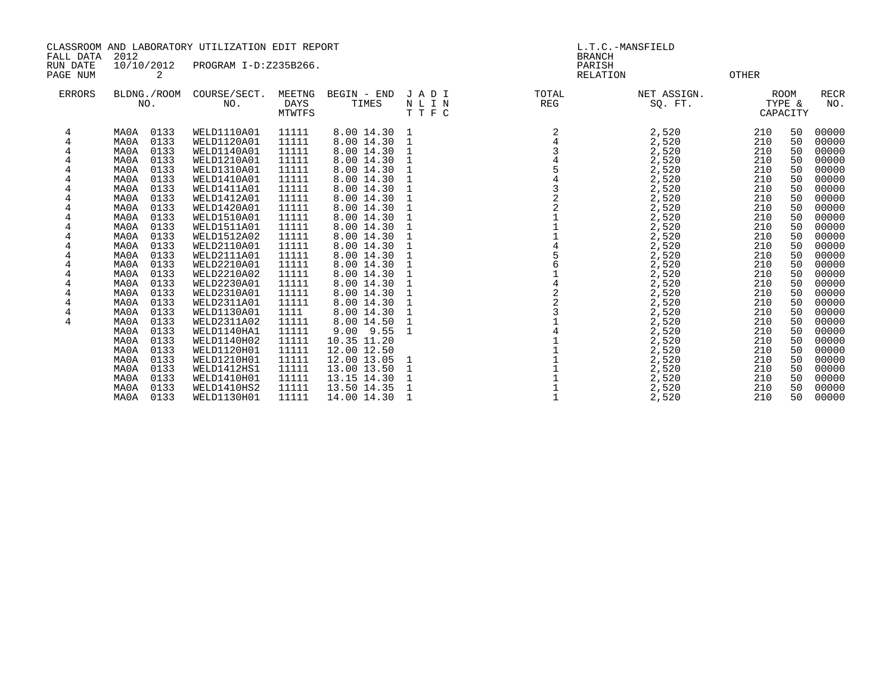CLASSROOM AND LABORATORY UTILIZATION EDIT REPORT
FALL DATA 2012
RUN DATE 10/10/2012 PROGRAM I-D:Z235B266.
PAGE NUM 2

L.T.C.-MANSFIELD
BRANCH
PARISH
RELATION OTHER

| ERRORS | BLDNG./ROOM NO. | COURSE/SECT. NO. | MEETNG DAYS MTWTFS | BEGIN - END TIMES | J A D I N L I N T T F C | TOTAL REG | NET ASSIGN. SQ. FT. | ROOM TYPE & CAPACITY | | RECR NO. |
|---|---|---|---|---|---|---|---|---|---|---|
| 4 | MA0A 0133 | WELD1110A01 | 11111 | 8.00 14.30 | 1 | 2 | 2,520 | 210 | 50 | 00000 |
| 4 | MA0A 0133 | WELD1120A01 | 11111 | 8.00 14.30 | 1 | 4 | 2,520 | 210 | 50 | 00000 |
| 4 | MA0A 0133 | WELD1140A01 | 11111 | 8.00 14.30 | 1 | 3 | 2,520 | 210 | 50 | 00000 |
| 4 | MA0A 0133 | WELD1210A01 | 11111 | 8.00 14.30 | 1 | 4 | 2,520 | 210 | 50 | 00000 |
| 4 | MA0A 0133 | WELD1310A01 | 11111 | 8.00 14.30 | 1 | 5 | 2,520 | 210 | 50 | 00000 |
| 4 | MA0A 0133 | WELD1410A01 | 11111 | 8.00 14.30 | 1 | 4 | 2,520 | 210 | 50 | 00000 |
| 4 | MA0A 0133 | WELD1411A01 | 11111 | 8.00 14.30 | 1 | 3 | 2,520 | 210 | 50 | 00000 |
| 4 | MA0A 0133 | WELD1412A01 | 11111 | 8.00 14.30 | 1 | 2 | 2,520 | 210 | 50 | 00000 |
| 4 | MA0A 0133 | WELD1420A01 | 11111 | 8.00 14.30 | 1 | 2 | 2,520 | 210 | 50 | 00000 |
| 4 | MA0A 0133 | WELD1510A01 | 11111 | 8.00 14.30 | 1 | 1 | 2,520 | 210 | 50 | 00000 |
| 4 | MA0A 0133 | WELD1511A01 | 11111 | 8.00 14.30 | 1 | 1 | 2,520 | 210 | 50 | 00000 |
| 4 | MA0A 0133 | WELD1512A02 | 11111 | 8.00 14.30 | 1 | 1 | 2,520 | 210 | 50 | 00000 |
| 4 | MA0A 0133 | WELD2110A01 | 11111 | 8.00 14.30 | 1 | 4 | 2,520 | 210 | 50 | 00000 |
| 4 | MA0A 0133 | WELD2111A01 | 11111 | 8.00 14.30 | 1 | 5 | 2,520 | 210 | 50 | 00000 |
| 4 | MA0A 0133 | WELD2210A01 | 11111 | 8.00 14.30 | 1 | 6 | 2,520 | 210 | 50 | 00000 |
| 4 | MA0A 0133 | WELD2210A02 | 11111 | 8.00 14.30 | 1 | 1 | 2,520 | 210 | 50 | 00000 |
| 4 | MA0A 0133 | WELD2230A01 | 11111 | 8.00 14.30 | 1 | 4 | 2,520 | 210 | 50 | 00000 |
| 4 | MA0A 0133 | WELD2310A01 | 11111 | 8.00 14.30 | 1 | 2 | 2,520 | 210 | 50 | 00000 |
| 4 | MA0A 0133 | WELD2311A01 | 11111 | 8.00 14.30 | 1 | 2 | 2,520 | 210 | 50 | 00000 |
| 4 | MA0A 0133 | WELD1130A01 | 1111 | 8.00 14.30 | 1 | 3 | 2,520 | 210 | 50 | 00000 |
| 4 | MA0A 0133 | WELD2311A02 | 11111 | 8.00 14.50 | 1 | 1 | 2,520 | 210 | 50 | 00000 |
| | MA0A 0133 | WELD1140HA1 | 11111 | 9.00 9.55 | 1 | 4 | 2,520 | 210 | 50 | 00000 |
| | MA0A 0133 | WELD1140H02 | 11111 | 10.35 11.20 | | 1 | 2,520 | 210 | 50 | 00000 |
| | MA0A 0133 | WELD1120H01 | 11111 | 12.00 12.50 | | 1 | 2,520 | 210 | 50 | 00000 |
| | MA0A 0133 | WELD1210H01 | 11111 | 12.00 13.05 | 1 | 1 | 2,520 | 210 | 50 | 00000 |
| | MA0A 0133 | WELD1412HS1 | 11111 | 13.00 13.50 | 1 | 1 | 2,520 | 210 | 50 | 00000 |
| | MA0A 0133 | WELD1410H01 | 11111 | 13.15 14.30 | 1 | 1 | 2,520 | 210 | 50 | 00000 |
| | MA0A 0133 | WELD1410HS2 | 11111 | 13.50 14.35 | 1 | 1 | 2,520 | 210 | 50 | 00000 |
| | MA0A 0133 | WELD1130H01 | 11111 | 14.00 14.30 | 1 | 1 | 2,520 | 210 | 50 | 00000 |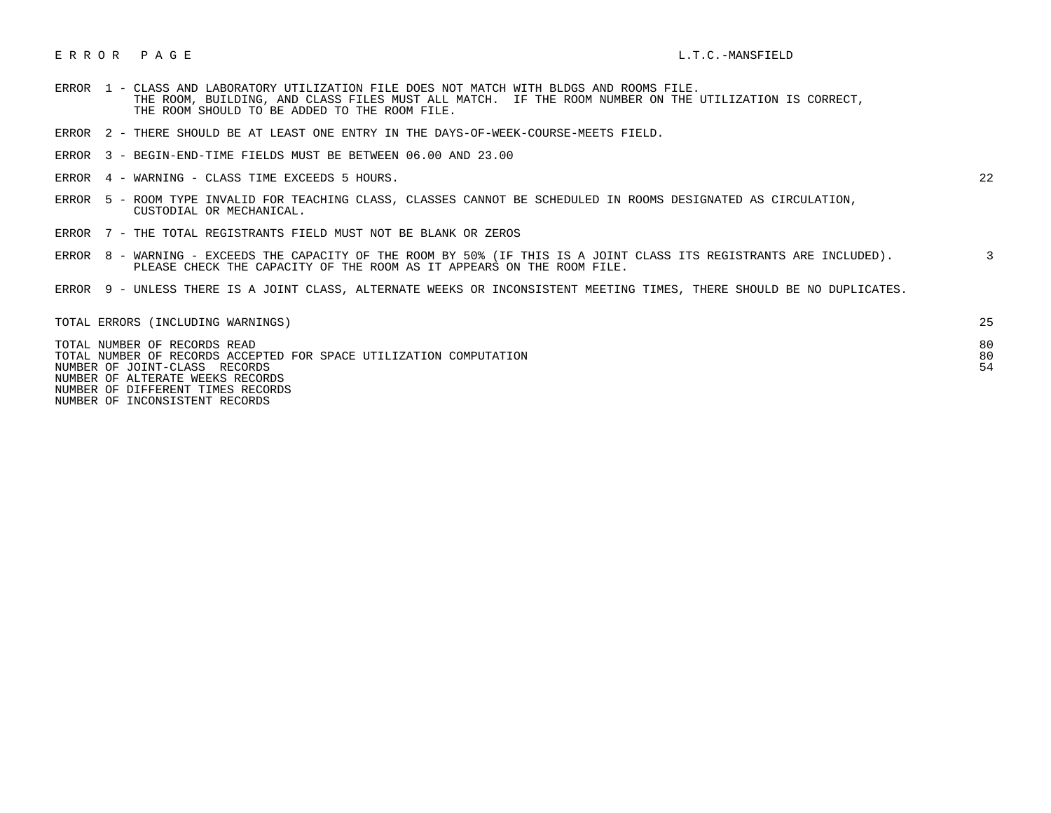# E R R O R   P A G E

L.T.C.-MANSFIELD

| Error | Description | Count |
|---|---|---|
| ERROR 1 | CLASS AND LABORATORY UTILIZATION FILE DOES NOT MATCH WITH BLDGS AND ROOMS FILE. THE ROOM, BUILDING, AND CLASS FILES MUST ALL MATCH. IF THE ROOM NUMBER ON THE UTILIZATION IS CORRECT, THE ROOM SHOULD TO BE ADDED TO THE ROOM FILE. | |
| ERROR 2 | THERE SHOULD BE AT LEAST ONE ENTRY IN THE DAYS-OF-WEEK-COURSE-MEETS FIELD. | |
| ERROR 3 | BEGIN-END-TIME FIELDS MUST BE BETWEEN 06.00 AND 23.00 | |
| ERROR 4 | WARNING - CLASS TIME EXCEEDS 5 HOURS. | 22 |
| ERROR 5 | ROOM TYPE INVALID FOR TEACHING CLASS, CLASSES CANNOT BE SCHEDULED IN ROOMS DESIGNATED AS CIRCULATION, CUSTODIAL OR MECHANICAL. | |
| ERROR 7 | THE TOTAL REGISTRANTS FIELD MUST NOT BE BLANK OR ZEROS | |
| ERROR 8 | WARNING - EXCEEDS THE CAPACITY OF THE ROOM BY 50% (IF THIS IS A JOINT CLASS ITS REGISTRANTS ARE INCLUDED). PLEASE CHECK THE CAPACITY OF THE ROOM AS IT APPEARS ON THE ROOM FILE. | 3 |
| ERROR 9 | UNLESS THERE IS A JOINT CLASS, ALTERNATE WEEKS OR INCONSISTENT MEETING TIMES, THERE SHOULD BE NO DUPLICATES. | |

| | |
|---|---|
| TOTAL ERRORS (INCLUDING WARNINGS) | 25 |
| TOTAL NUMBER OF RECORDS READ | 80 |
| TOTAL NUMBER OF RECORDS ACCEPTED FOR SPACE UTILIZATION COMPUTATION | 80 |
| NUMBER OF JOINT-CLASS RECORDS | 54 |
| NUMBER OF ALTERATE WEEKS RECORDS | |
| NUMBER OF DIFFERENT TIMES RECORDS | |
| NUMBER OF INCONSISTENT RECORDS | |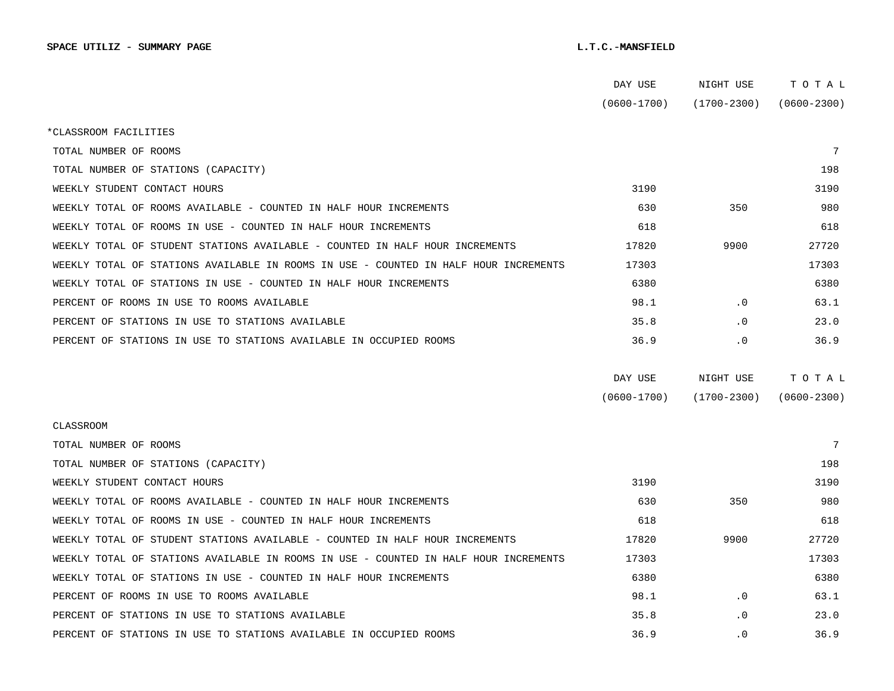**SPACE UTILIZ - SUMMARY PAGE** **L.T.C.-MANSFIELD**

| | DAY USE (0600-1700) | NIGHT USE (1700-2300) | T O T A L (0600-2300) |
|---|---|---|---|
| *CLASSROOM FACILITIES | | | |
| TOTAL NUMBER OF ROOMS | | | 7 |
| TOTAL NUMBER OF STATIONS (CAPACITY) | | | 198 |
| WEEKLY STUDENT CONTACT HOURS | 3190 | | 3190 |
| WEEKLY TOTAL OF ROOMS AVAILABLE - COUNTED IN HALF HOUR INCREMENTS | 630 | 350 | 980 |
| WEEKLY TOTAL OF ROOMS IN USE - COUNTED IN HALF HOUR INCREMENTS | 618 | | 618 |
| WEEKLY TOTAL OF STUDENT STATIONS AVAILABLE - COUNTED IN HALF HOUR INCREMENTS | 17820 | 9900 | 27720 |
| WEEKLY TOTAL OF STATIONS AVAILABLE IN ROOMS IN USE - COUNTED IN HALF HOUR INCREMENTS | 17303 | | 17303 |
| WEEKLY TOTAL OF STATIONS IN USE - COUNTED IN HALF HOUR INCREMENTS | 6380 | | 6380 |
| PERCENT OF ROOMS IN USE TO ROOMS AVAILABLE | 98.1 | .0 | 63.1 |
| PERCENT OF STATIONS IN USE TO STATIONS AVAILABLE | 35.8 | .0 | 23.0 |
| PERCENT OF STATIONS IN USE TO STATIONS AVAILABLE IN OCCUPIED ROOMS | 36.9 | .0 | 36.9 |

| | DAY USE (0600-1700) | NIGHT USE (1700-2300) | T O T A L (0600-2300) |
|---|---|---|---|
| CLASSROOM | | | |
| TOTAL NUMBER OF ROOMS | | | 7 |
| TOTAL NUMBER OF STATIONS (CAPACITY) | | | 198 |
| WEEKLY STUDENT CONTACT HOURS | 3190 | | 3190 |
| WEEKLY TOTAL OF ROOMS AVAILABLE - COUNTED IN HALF HOUR INCREMENTS | 630 | 350 | 980 |
| WEEKLY TOTAL OF ROOMS IN USE - COUNTED IN HALF HOUR INCREMENTS | 618 | | 618 |
| WEEKLY TOTAL OF STUDENT STATIONS AVAILABLE - COUNTED IN HALF HOUR INCREMENTS | 17820 | 9900 | 27720 |
| WEEKLY TOTAL OF STATIONS AVAILABLE IN ROOMS IN USE - COUNTED IN HALF HOUR INCREMENTS | 17303 | | 17303 |
| WEEKLY TOTAL OF STATIONS IN USE - COUNTED IN HALF HOUR INCREMENTS | 6380 | | 6380 |
| PERCENT OF ROOMS IN USE TO ROOMS AVAILABLE | 98.1 | .0 | 63.1 |
| PERCENT OF STATIONS IN USE TO STATIONS AVAILABLE | 35.8 | .0 | 23.0 |
| PERCENT OF STATIONS IN USE TO STATIONS AVAILABLE IN OCCUPIED ROOMS | 36.9 | .0 | 36.9 |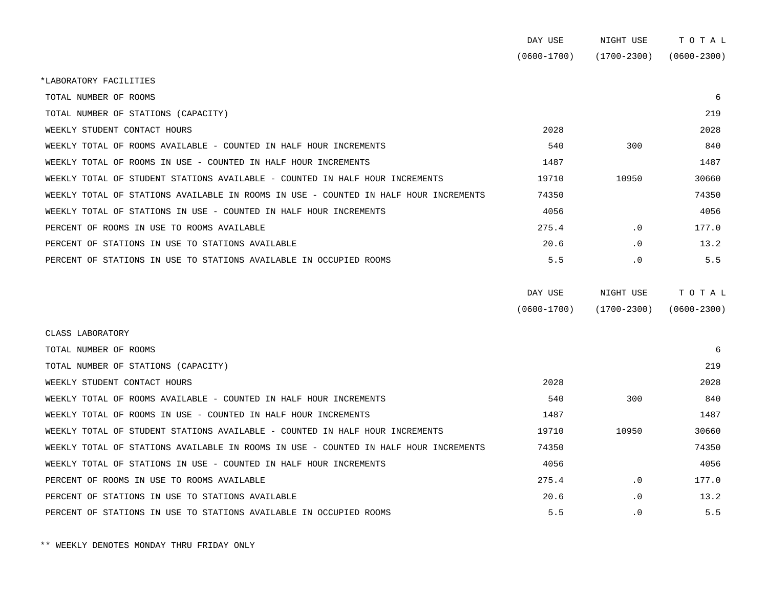| | DAY USE (0600-1700) | NIGHT USE (1700-2300) | T O T A L (0600-2300) |
|---|---|---|---|
| *LABORATORY FACILITIES | | | |
| TOTAL NUMBER OF ROOMS | | | 6 |
| TOTAL NUMBER OF STATIONS (CAPACITY) | | | 219 |
| WEEKLY STUDENT CONTACT HOURS | 2028 | | 2028 |
| WEEKLY TOTAL OF ROOMS AVAILABLE - COUNTED IN HALF HOUR INCREMENTS | 540 | 300 | 840 |
| WEEKLY TOTAL OF ROOMS IN USE - COUNTED IN HALF HOUR INCREMENTS | 1487 | | 1487 |
| WEEKLY TOTAL OF STUDENT STATIONS AVAILABLE - COUNTED IN HALF HOUR INCREMENTS | 19710 | 10950 | 30660 |
| WEEKLY TOTAL OF STATIONS AVAILABLE IN ROOMS IN USE - COUNTED IN HALF HOUR INCREMENTS | 74350 | | 74350 |
| WEEKLY TOTAL OF STATIONS IN USE - COUNTED IN HALF HOUR INCREMENTS | 4056 | | 4056 |
| PERCENT OF ROOMS IN USE TO ROOMS AVAILABLE | 275.4 | .0 | 177.0 |
| PERCENT OF STATIONS IN USE TO STATIONS AVAILABLE | 20.6 | .0 | 13.2 |
| PERCENT OF STATIONS IN USE TO STATIONS AVAILABLE IN OCCUPIED ROOMS | 5.5 | .0 | 5.5 |

| | DAY USE (0600-1700) | NIGHT USE (1700-2300) | T O T A L (0600-2300) |
|---|---|---|---|
| CLASS LABORATORY | | | |
| TOTAL NUMBER OF ROOMS | | | 6 |
| TOTAL NUMBER OF STATIONS (CAPACITY) | | | 219 |
| WEEKLY STUDENT CONTACT HOURS | 2028 | | 2028 |
| WEEKLY TOTAL OF ROOMS AVAILABLE - COUNTED IN HALF HOUR INCREMENTS | 540 | 300 | 840 |
| WEEKLY TOTAL OF ROOMS IN USE - COUNTED IN HALF HOUR INCREMENTS | 1487 | | 1487 |
| WEEKLY TOTAL OF STUDENT STATIONS AVAILABLE - COUNTED IN HALF HOUR INCREMENTS | 19710 | 10950 | 30660 |
| WEEKLY TOTAL OF STATIONS AVAILABLE IN ROOMS IN USE - COUNTED IN HALF HOUR INCREMENTS | 74350 | | 74350 |
| WEEKLY TOTAL OF STATIONS IN USE - COUNTED IN HALF HOUR INCREMENTS | 4056 | | 4056 |
| PERCENT OF ROOMS IN USE TO ROOMS AVAILABLE | 275.4 | .0 | 177.0 |
| PERCENT OF STATIONS IN USE TO STATIONS AVAILABLE | 20.6 | .0 | 13.2 |
| PERCENT OF STATIONS IN USE TO STATIONS AVAILABLE IN OCCUPIED ROOMS | 5.5 | .0 | 5.5 |

** WEEKLY DENOTES MONDAY THRU FRIDAY ONLY